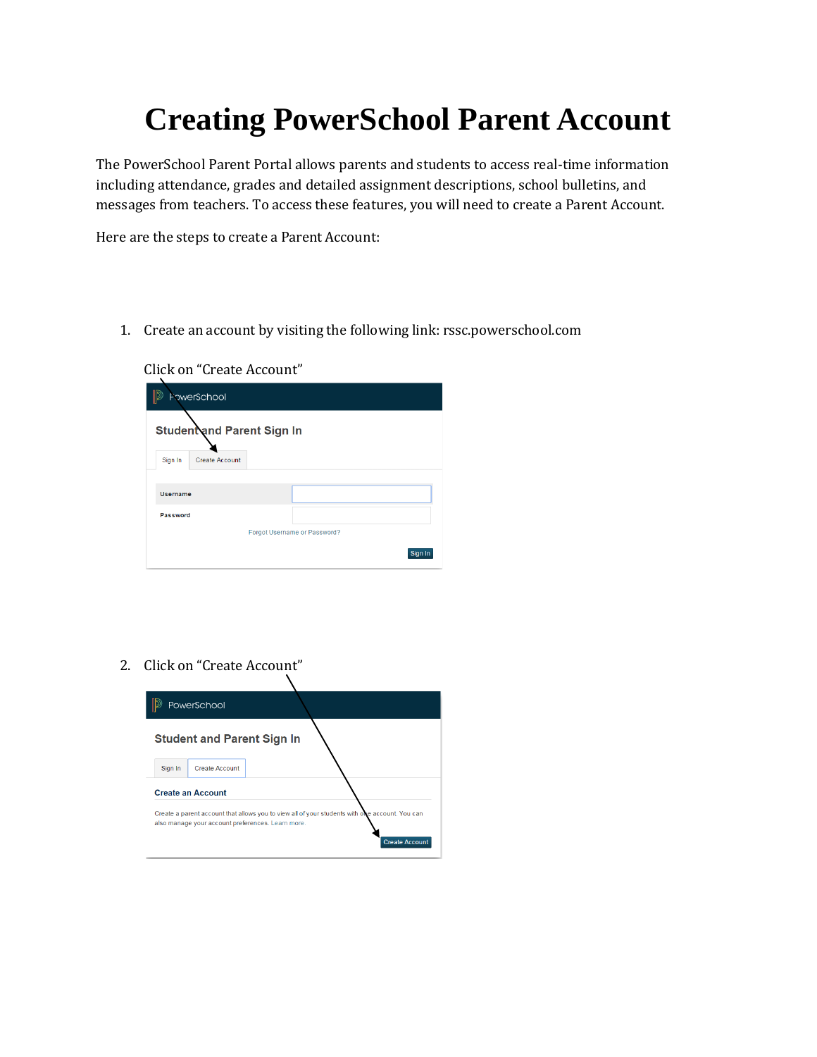# Creating PowerSchool Parent Account

The PowerSchool Parent Portal allows parents and students to access real-time information including attendance, grades and detailed assignment descriptions, school bulletins, and messages from teachers. To access these features, you will need to create a Parent Account.

Here are the steps to create a Parent Account:

1. Create an account by visiting the following link: rssc.powerschool.com

   Click on "Create Account"

2. Click on "Create Account"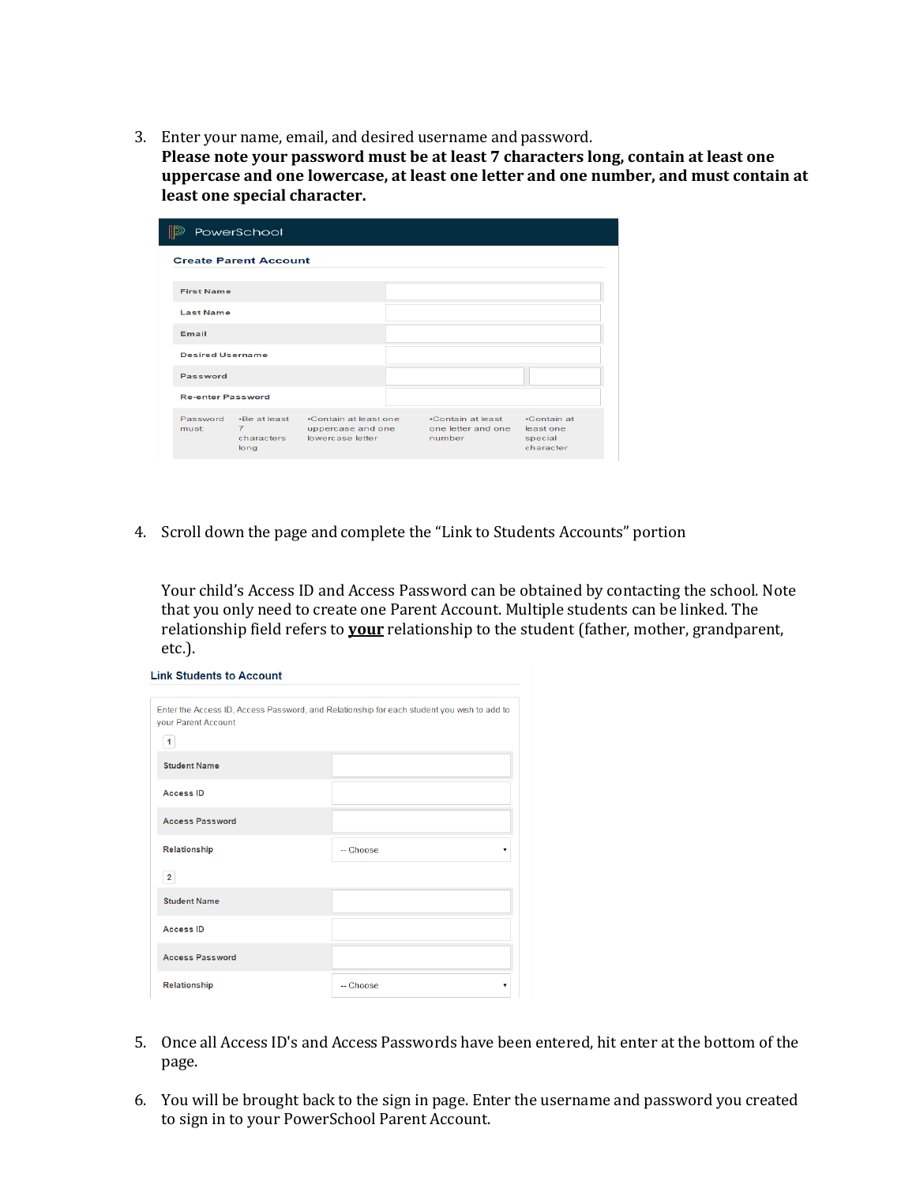3. Enter your name, email, and desired username and password.
   **Please note your password must be at least 7 characters long, contain at least one uppercase and one lowercase, at least one letter and one number, and must contain at least one special character.**

   PowerSchool

   **Create Parent Account**

   | | |
   |---|---|
   | First Name | |
   | Last Name | |
   | Email | |
   | Desired Username | |
   | Password | |
   | Re-enter Password | |

   Password must: •Be at least 7 characters long •Contain at least one uppercase and one lowercase letter •Contain at least one letter and one number •Contain at least one special character

4. Scroll down the page and complete the "Link to Students Accounts" portion

   Your child's Access ID and Access Password can be obtained by contacting the school. Note that you only need to create one Parent Account. Multiple students can be linked. The relationship field refers to **your** relationship to the student (father, mother, grandparent, etc.).

   **Link Students to Account**

   Enter the Access ID, Access Password, and Relationship for each student you wish to add to your Parent Account

   1

   | | |
   |---|---|
   | Student Name | |
   | Access ID | |
   | Access Password | |
   | Relationship | -- Choose |

   2

   | | |
   |---|---|
   | Student Name | |
   | Access ID | |
   | Access Password | |
   | Relationship | -- Choose |

5. Once all Access ID's and Access Passwords have been entered, hit enter at the bottom of the page.

6. You will be brought back to the sign in page. Enter the username and password you created to sign in to your PowerSchool Parent Account.